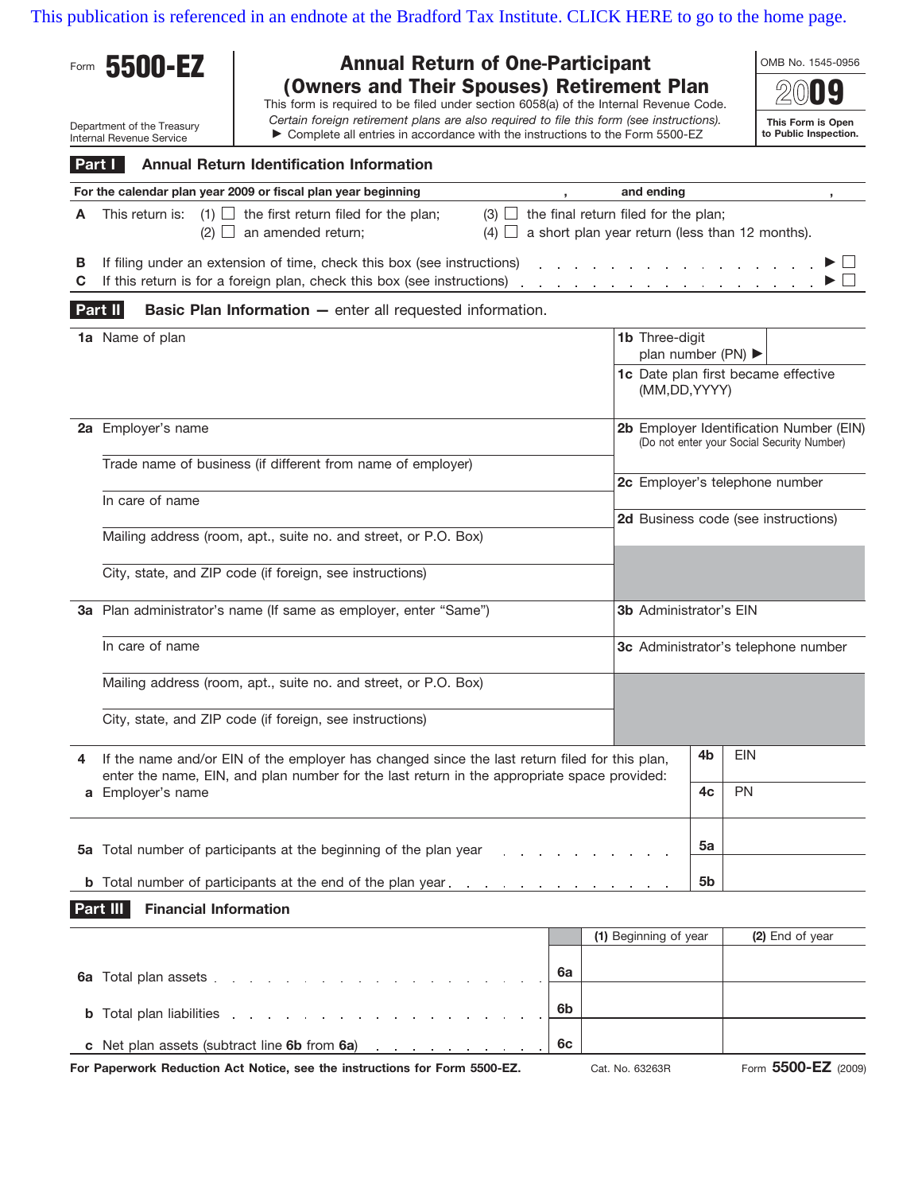This publication is referenced in an endnote at the Bradford Tax Institute. CLICK HERE to go to the home page.

Form **5500-EZ**

Department of the Treasury
Internal Revenue Service

# Annual Return of One-Participant (Owners and Their Spouses) Retirement Plan

This form is required to be filed under section 6058(a) of the Internal Revenue Code.

*Certain foreign retirement plans are also required to file this form (see instructions).*

▶ Complete all entries in accordance with the instructions to the Form 5500-EZ

OMB No. 1545-0956

**2009**

**This Form is Open to Public Inspection.**

## Part I Annual Return Identification Information

**For the calendar plan year 2009 or fiscal plan year beginning** , **and ending** ,

**A** This return is: (1) ☐ the first return filed for the plan; (2) ☐ an amended return; (3) ☐ the final return filed for the plan; (4) ☐ a short plan year return (less than 12 months).

**B** If filing under an extension of time, check this box (see instructions) . . . . . . . . . . . . . . . . ▶ ☐

**C** If this return is for a foreign plan, check this box (see instructions) . . . . . . . . . . . . . . . . ▶ ☐

## Part II Basic Plan Information — enter all requested information.

| | |
|---|---|
| **1a** Name of plan | **1b** Three-digit plan number (PN) ▶ |
| | **1c** Date plan first became effective (MM,DD,YYYY) |
| **2a** Employer's name | **2b** Employer Identification Number (EIN) (Do not enter your Social Security Number) |
| Trade name of business (if different from name of employer) | |
| In care of name | **2c** Employer's telephone number |
| Mailing address (room, apt., suite no. and street, or P.O. Box) | **2d** Business code (see instructions) |
| City, state, and ZIP code (if foreign, see instructions) | |
| **3a** Plan administrator's name (If same as employer, enter "Same") | **3b** Administrator's EIN |
| In care of name | **3c** Administrator's telephone number |
| Mailing address (room, apt., suite no. and street, or P.O. Box) | |
| City, state, and ZIP code (if foreign, see instructions) | |

| | | |
|---|---|---|
| **4** If the name and/or EIN of the employer has changed since the last return filed for this plan, enter the name, EIN, and plan number for the last return in the appropriate space provided: | **4b** | EIN |
| **a** Employer's name | **4c** | PN |
| **5a** Total number of participants at the beginning of the plan year . . . . . . . . . . . | **5a** | |
| **b** Total number of participants at the end of the plan year . . . . . . . . . . . . . . . | **5b** | |

## Part III Financial Information

| | | (1) Beginning of year | (2) End of year |
|---|---|---|---|
| **6a** Total plan assets . . . . . . . . . . . . . . . . . . . . . . | **6a** | | |
| **b** Total plan liabilities . . . . . . . . . . . . . . . . . . . . | **6b** | | |
| **c** Net plan assets (subtract line **6b** from **6a**) . . . . . . . . . . . | **6c** | | |

**For Paperwork Reduction Act Notice, see the instructions for Form 5500-EZ.** Cat. No. 63263R Form **5500-EZ** (2009)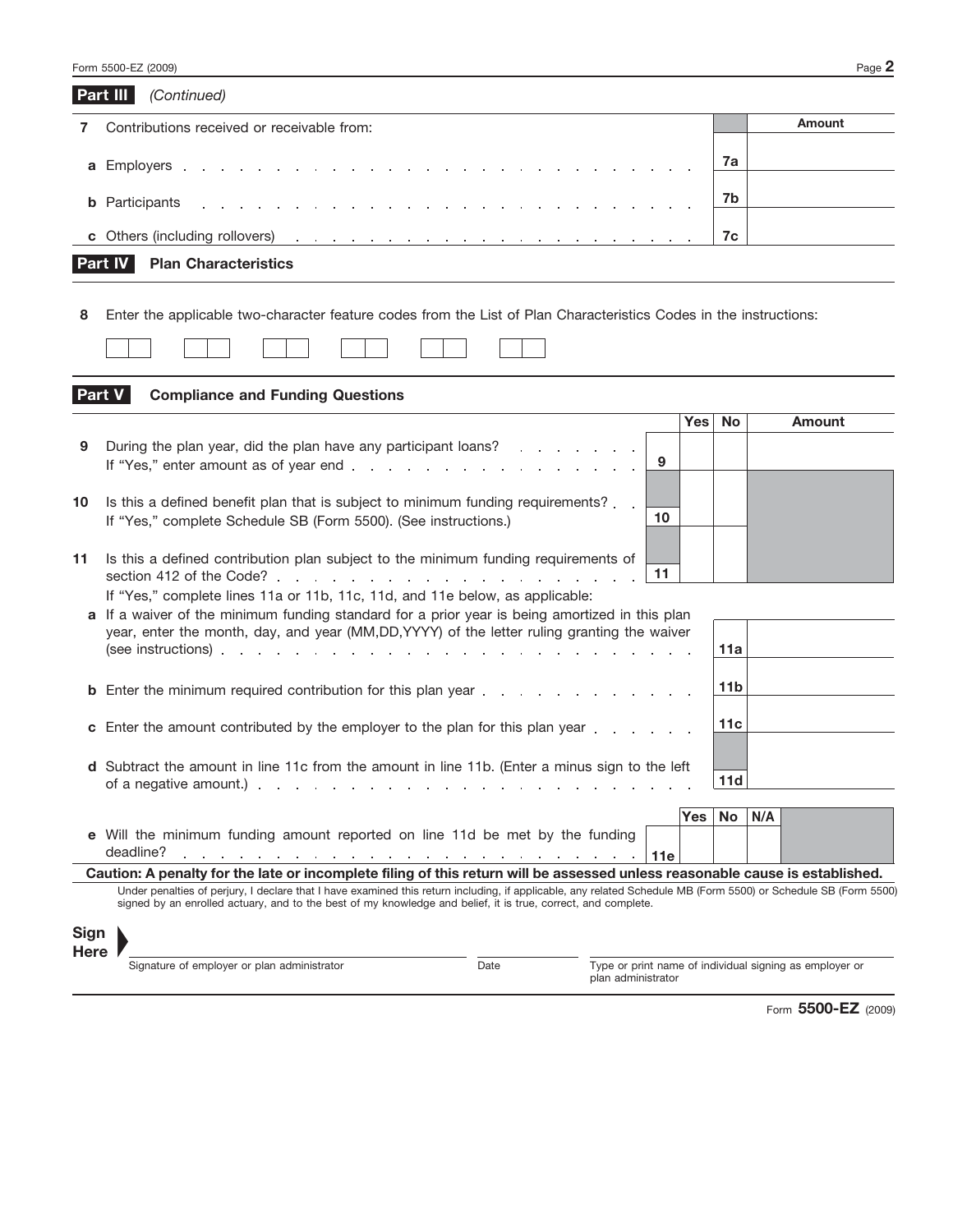**Part III** *(Continued)*

| | | | Amount |
|---|---|---|---|
| **7** | Contributions received or receivable from: | | |
| | **a** Employers | 7a | |
| | **b** Participants | 7b | |
| | **c** Others (including rollovers) | 7c | |

## Part IV Plan Characteristics

**8** Enter the applicable two-character feature codes from the List of Plan Characteristics Codes in the instructions:

| | | | | | |
|---|---|---|---|---|---|
| | | | | | |

## Part V Compliance and Funding Questions

| | | | Yes | No | Amount |
|---|---|---|---|---|---|
| **9** | During the plan year, did the plan have any participant loans? If "Yes," enter amount as of year end | 9 | | | |
| **10** | Is this a defined benefit plan that is subject to minimum funding requirements? If "Yes," complete Schedule SB (Form 5500). (See instructions.) | 10 | | | |
| **11** | Is this a defined contribution plan subject to the minimum funding requirements of section 412 of the Code? | 11 | | | |

If "Yes," complete lines 11a or 11b, 11c, 11d, and 11e below, as applicable:

| | | |
|---|---|---|
| **a** | If a waiver of the minimum funding standard for a prior year is being amortized in this plan year, enter the month, day, and year (MM,DD,YYYY) of the letter ruling granting the waiver (see instructions) | 11a |
| **b** | Enter the minimum required contribution for this plan year | 11b |
| **c** | Enter the amount contributed by the employer to the plan for this plan year | 11c |
| **d** | Subtract the amount in line 11c from the amount in line 11b. (Enter a minus sign to the left of a negative amount.) | 11d |

| | | Yes | No | N/A |
|---|---|---|---|---|
| **e** Will the minimum funding amount reported on line 11d be met by the funding deadline? | 11e | | | |

**Caution: A penalty for the late or incomplete filing of this return will be assessed unless reasonable cause is established.**

Under penalties of perjury, I declare that I have examined this return including, if applicable, any related Schedule MB (Form 5500) or Schedule SB (Form 5500) signed by an enrolled actuary, and to the best of my knowledge and belief, it is true, correct, and complete.

**Sign Here**

Signature of employer or plan administrator | Date | Type or print name of individual signing as employer or plan administrator

Form **5500-EZ** (2009)